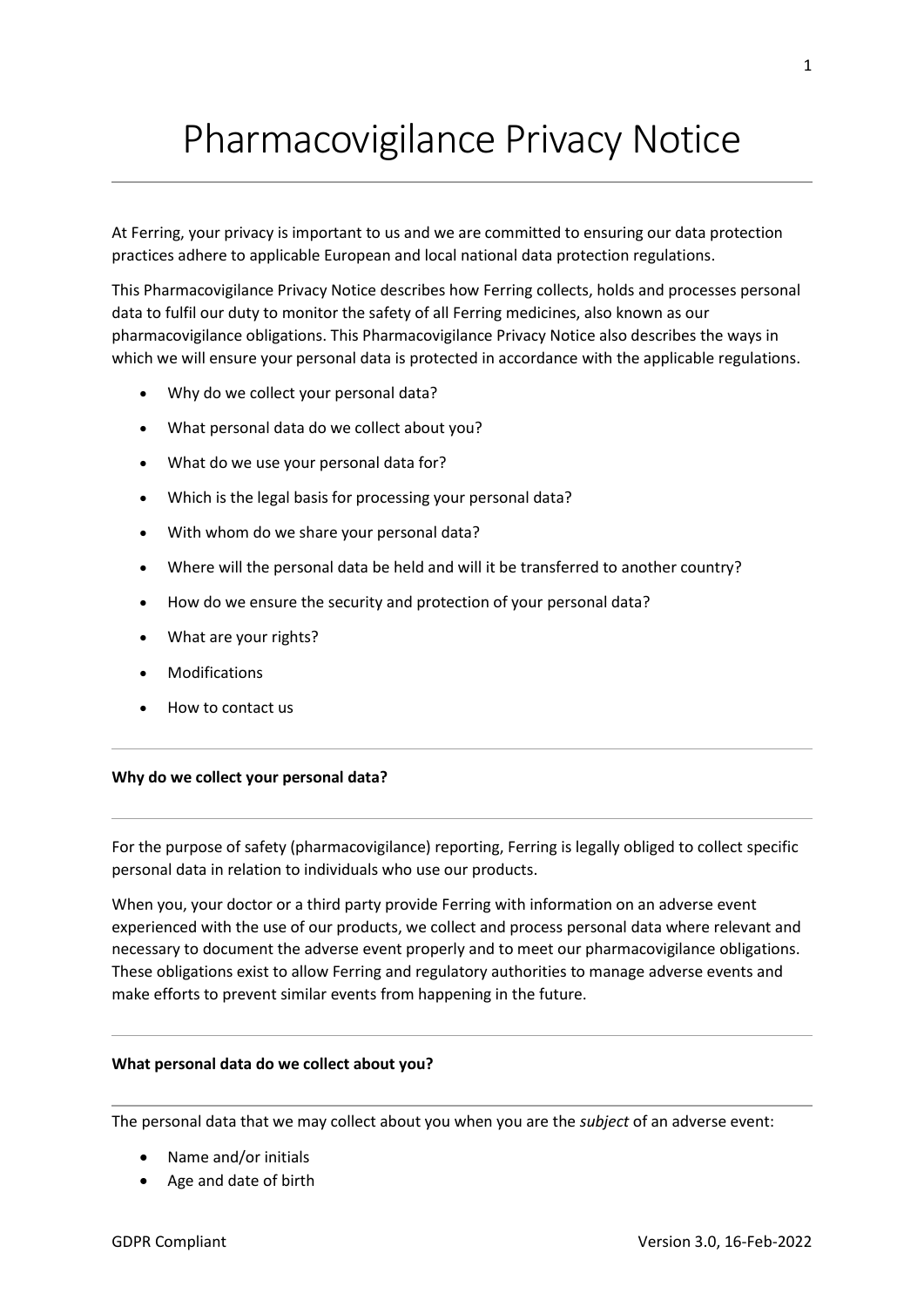# Pharmacovigilance Privacy Notice

At Ferring, your privacy is important to us and we are committed to ensuring our data protection practices adhere to applicable European and local national data protection regulations.

This Pharmacovigilance Privacy Notice describes how Ferring collects, holds and processes personal data to fulfil our duty to monitor the safety of all Ferring medicines, also known as our pharmacovigilance obligations. This Pharmacovigilance Privacy Notice also describes the ways in which we will ensure your personal data is protected in accordance with the applicable regulations.

- Why do we collect your personal data?
- What personal data do we collect about you?
- What do we use your personal data for?
- Which is the legal basis for processing your personal data?
- With whom do we share your personal data?
- Where will the personal data be held and will it be transferred to another country?
- How do we ensure the security and protection of your personal data?
- What are your rights?
- Modifications
- How to contact us

---

**Why do we collect your personal data?**

---

For the purpose of safety (pharmacovigilance) reporting, Ferring is legally obliged to collect specific personal data in relation to individuals who use our products.

When you, your doctor or a third party provide Ferring with information on an adverse event experienced with the use of our products, we collect and process personal data where relevant and necessary to document the adverse event properly and to meet our pharmacovigilance obligations. These obligations exist to allow Ferring and regulatory authorities to manage adverse events and make efforts to prevent similar events from happening in the future.

---

**What personal data do we collect about you?**

---

The personal data that we may collect about you when you are the *subject* of an adverse event:

- Name and/or initials
- Age and date of birth

GDPR Compliant

Version 3.0, 16-Feb-2022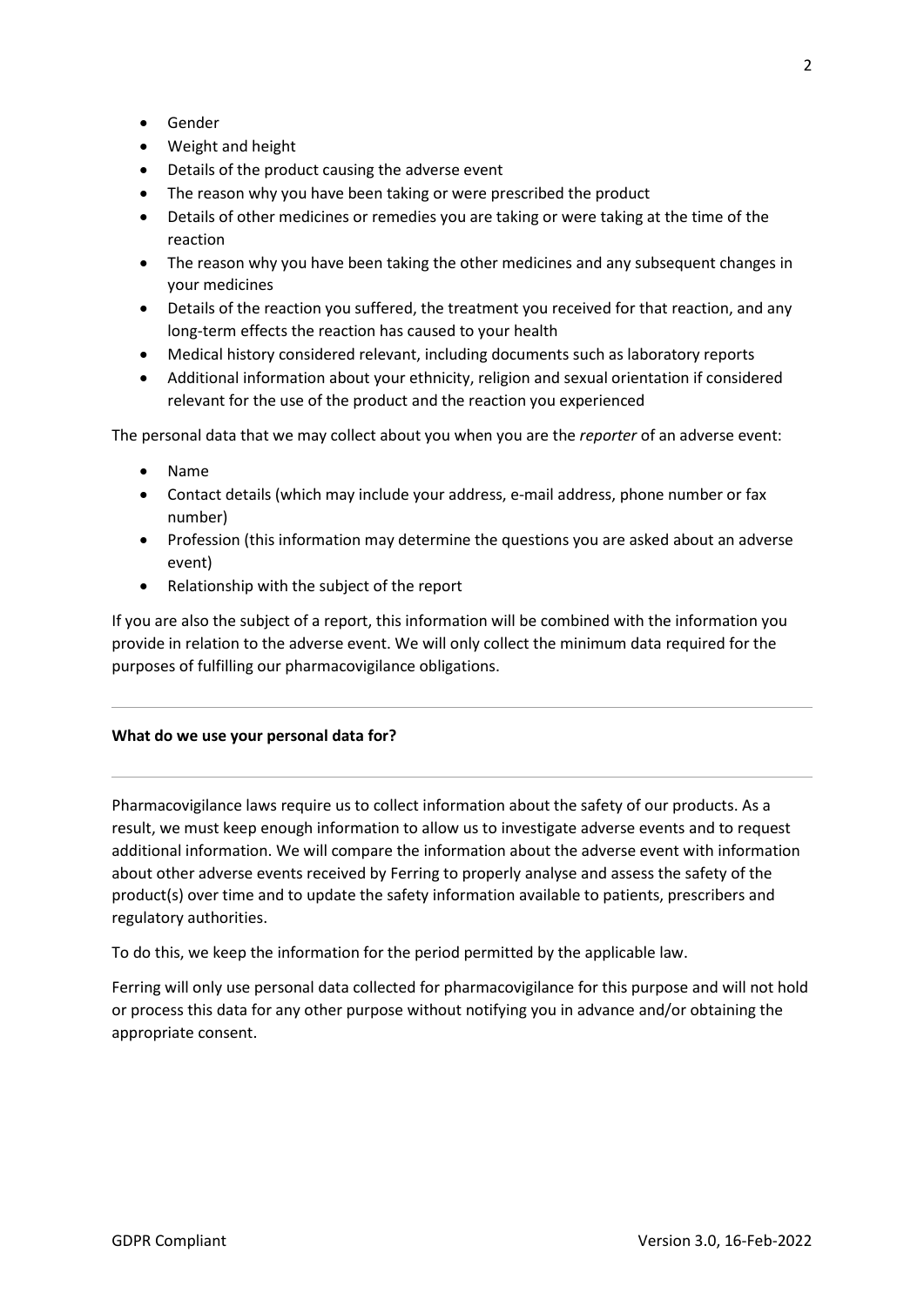- Gender
- Weight and height
- Details of the product causing the adverse event
- The reason why you have been taking or were prescribed the product
- Details of other medicines or remedies you are taking or were taking at the time of the reaction
- The reason why you have been taking the other medicines and any subsequent changes in your medicines
- Details of the reaction you suffered, the treatment you received for that reaction, and any long-term effects the reaction has caused to your health
- Medical history considered relevant, including documents such as laboratory reports
- Additional information about your ethnicity, religion and sexual orientation if considered relevant for the use of the product and the reaction you experienced

The personal data that we may collect about you when you are the *reporter* of an adverse event:

- Name
- Contact details (which may include your address, e-mail address, phone number or fax number)
- Profession (this information may determine the questions you are asked about an adverse event)
- Relationship with the subject of the report

If you are also the subject of a report, this information will be combined with the information you provide in relation to the adverse event. We will only collect the minimum data required for the purposes of fulfilling our pharmacovigilance obligations.

---

**What do we use your personal data for?**

---

Pharmacovigilance laws require us to collect information about the safety of our products. As a result, we must keep enough information to allow us to investigate adverse events and to request additional information. We will compare the information about the adverse event with information about other adverse events received by Ferring to properly analyse and assess the safety of the product(s) over time and to update the safety information available to patients, prescribers and regulatory authorities.

To do this, we keep the information for the period permitted by the applicable law.

Ferring will only use personal data collected for pharmacovigilance for this purpose and will not hold or process this data for any other purpose without notifying you in advance and/or obtaining the appropriate consent.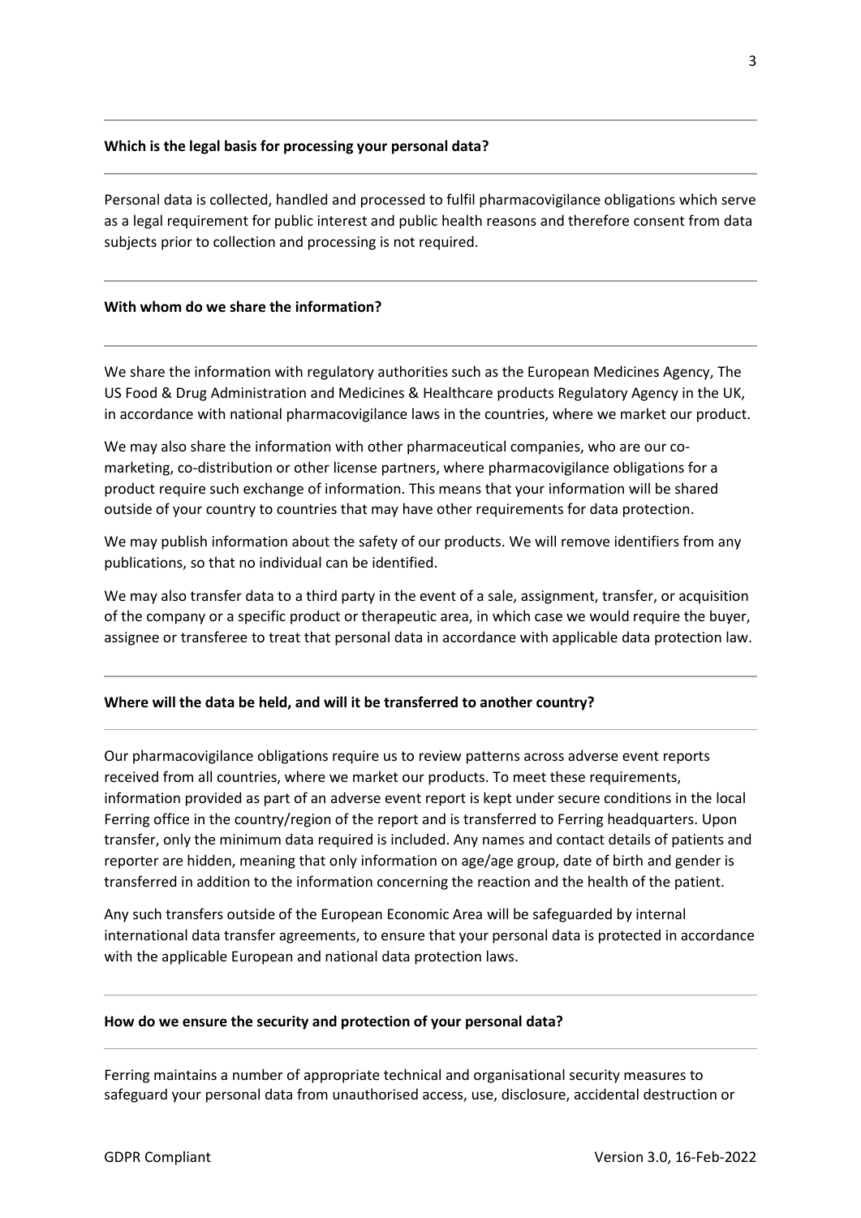## Which is the legal basis for processing your personal data?

Personal data is collected, handled and processed to fulfil pharmacovigilance obligations which serve as a legal requirement for public interest and public health reasons and therefore consent from data subjects prior to collection and processing is not required.

## With whom do we share the information?

We share the information with regulatory authorities such as the European Medicines Agency, The US Food & Drug Administration and Medicines & Healthcare products Regulatory Agency in the UK, in accordance with national pharmacovigilance laws in the countries, where we market our product.

We may also share the information with other pharmaceutical companies, who are our co-marketing, co-distribution or other license partners, where pharmacovigilance obligations for a product require such exchange of information. This means that your information will be shared outside of your country to countries that may have other requirements for data protection.

We may publish information about the safety of our products. We will remove identifiers from any publications, so that no individual can be identified.

We may also transfer data to a third party in the event of a sale, assignment, transfer, or acquisition of the company or a specific product or therapeutic area, in which case we would require the buyer, assignee or transferee to treat that personal data in accordance with applicable data protection law.

## Where will the data be held, and will it be transferred to another country?

Our pharmacovigilance obligations require us to review patterns across adverse event reports received from all countries, where we market our products. To meet these requirements, information provided as part of an adverse event report is kept under secure conditions in the local Ferring office in the country/region of the report and is transferred to Ferring headquarters. Upon transfer, only the minimum data required is included. Any names and contact details of patients and reporter are hidden, meaning that only information on age/age group, date of birth and gender is transferred in addition to the information concerning the reaction and the health of the patient.

Any such transfers outside of the European Economic Area will be safeguarded by internal international data transfer agreements, to ensure that your personal data is protected in accordance with the applicable European and national data protection laws.

## How do we ensure the security and protection of your personal data?

Ferring maintains a number of appropriate technical and organisational security measures to safeguard your personal data from unauthorised access, use, disclosure, accidental destruction or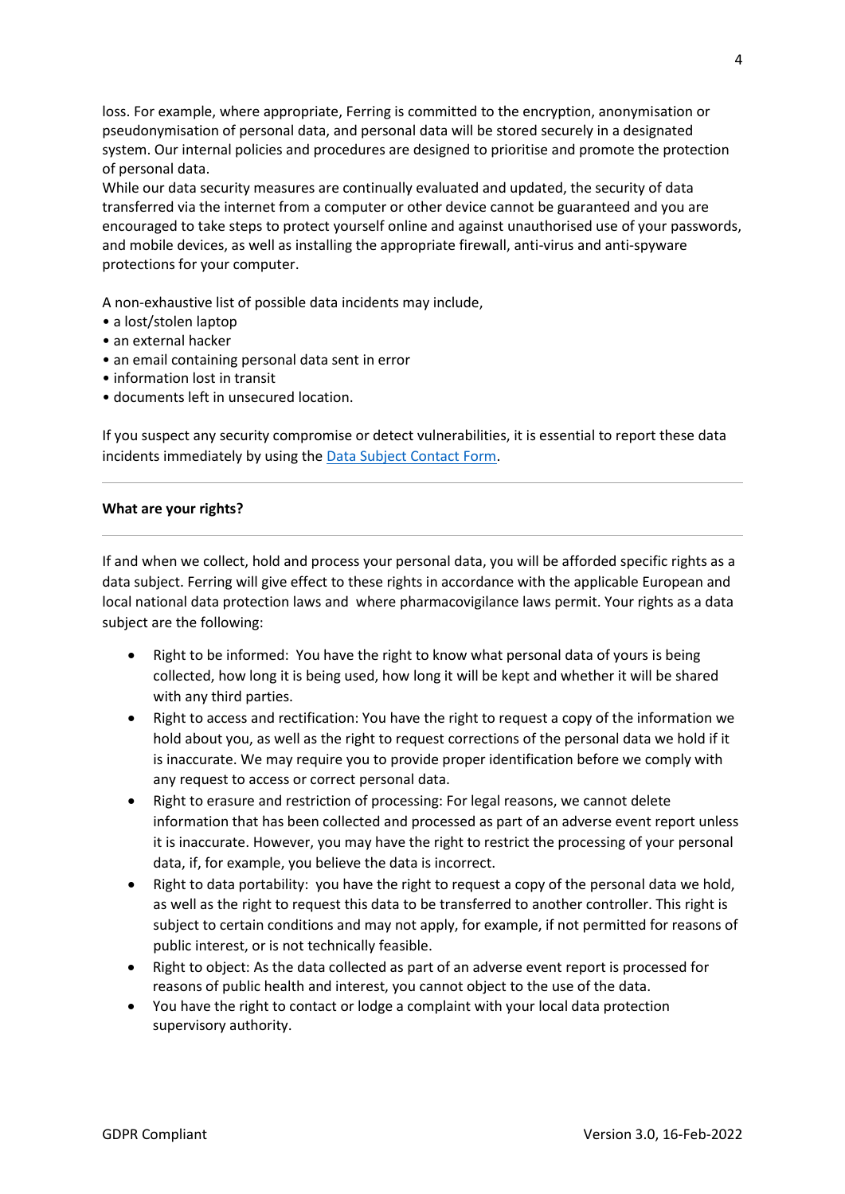loss. For example, where appropriate, Ferring is committed to the encryption, anonymisation or pseudonymisation of personal data, and personal data will be stored securely in a designated system. Our internal policies and procedures are designed to prioritise and promote the protection of personal data.
While our data security measures are continually evaluated and updated, the security of data transferred via the internet from a computer or other device cannot be guaranteed and you are encouraged to take steps to protect yourself online and against unauthorised use of your passwords, and mobile devices, as well as installing the appropriate firewall, anti-virus and anti-spyware protections for your computer.

A non-exhaustive list of possible data incidents may include,

- a lost/stolen laptop
- an external hacker
- an email containing personal data sent in error
- information lost in transit
- documents left in unsecured location.

If you suspect any security compromise or detect vulnerabilities, it is essential to report these data incidents immediately by using the Data Subject Contact Form.

---

**What are your rights?**

---

If and when we collect, hold and process your personal data, you will be afforded specific rights as a data subject. Ferring will give effect to these rights in accordance with the applicable European and local national data protection laws and where pharmacovigilance laws permit. Your rights as a data subject are the following:

- Right to be informed: You have the right to know what personal data of yours is being collected, how long it is being used, how long it will be kept and whether it will be shared with any third parties.
- Right to access and rectification: You have the right to request a copy of the information we hold about you, as well as the right to request corrections of the personal data we hold if it is inaccurate. We may require you to provide proper identification before we comply with any request to access or correct personal data.
- Right to erasure and restriction of processing: For legal reasons, we cannot delete information that has been collected and processed as part of an adverse event report unless it is inaccurate. However, you may have the right to restrict the processing of your personal data, if, for example, you believe the data is incorrect.
- Right to data portability: you have the right to request a copy of the personal data we hold, as well as the right to request this data to be transferred to another controller. This right is subject to certain conditions and may not apply, for example, if not permitted for reasons of public interest, or is not technically feasible.
- Right to object: As the data collected as part of an adverse event report is processed for reasons of public health and interest, you cannot object to the use of the data.
- You have the right to contact or lodge a complaint with your local data protection supervisory authority.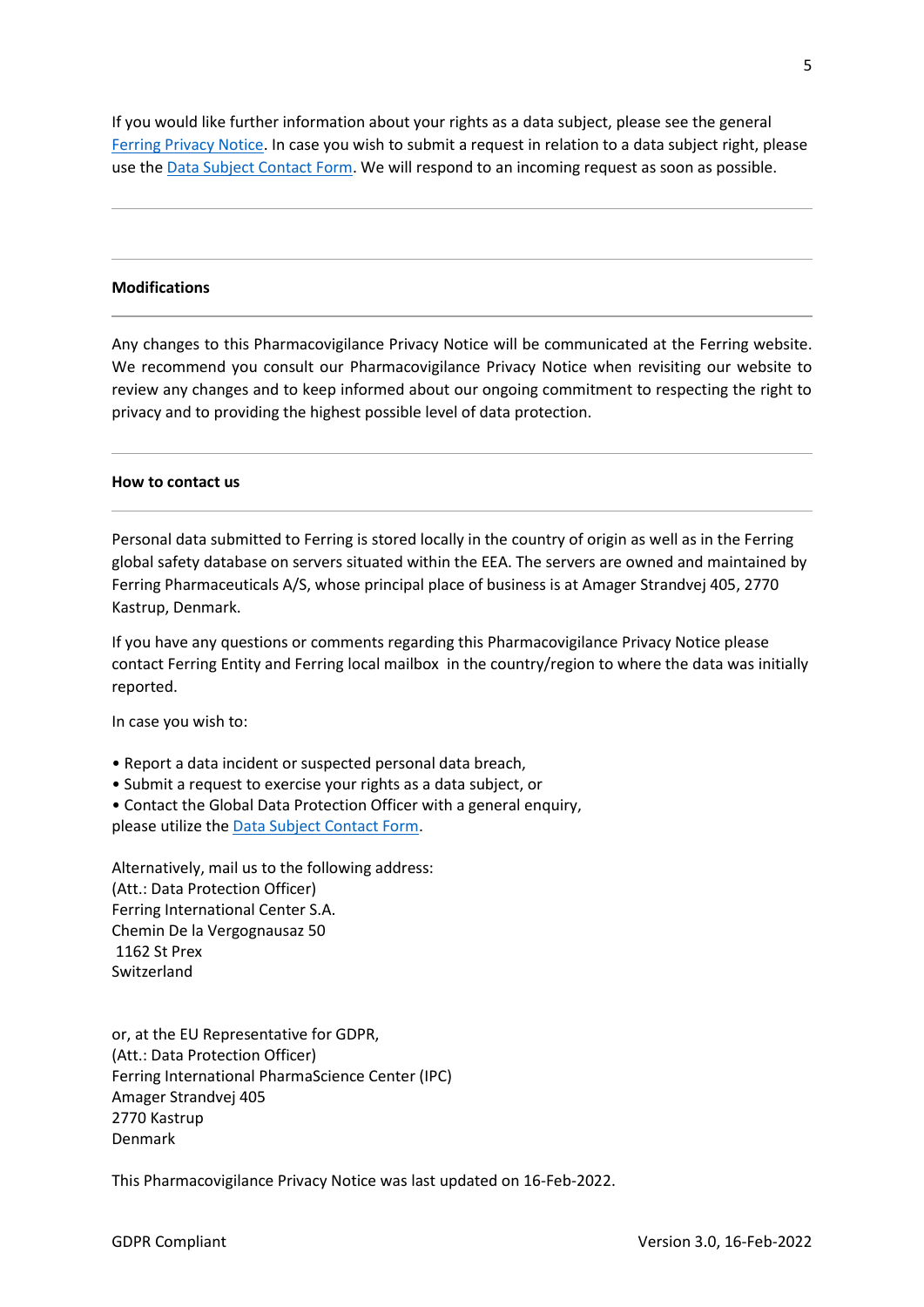If you would like further information about your rights as a data subject, please see the general Ferring Privacy Notice. In case you wish to submit a request in relation to a data subject right, please use the Data Subject Contact Form. We will respond to an incoming request as soon as possible.

---

---

**Modifications**

---

Any changes to this Pharmacovigilance Privacy Notice will be communicated at the Ferring website. We recommend you consult our Pharmacovigilance Privacy Notice when revisiting our website to review any changes and to keep informed about our ongoing commitment to respecting the right to privacy and to providing the highest possible level of data protection.

---

**How to contact us**

---

Personal data submitted to Ferring is stored locally in the country of origin as well as in the Ferring global safety database on servers situated within the EEA. The servers are owned and maintained by Ferring Pharmaceuticals A/S, whose principal place of business is at Amager Strandvej 405, 2770 Kastrup, Denmark.

If you have any questions or comments regarding this Pharmacovigilance Privacy Notice please contact Ferring Entity and Ferring local mailbox in the country/region to where the data was initially reported.

In case you wish to:

- Report a data incident or suspected personal data breach,
- Submit a request to exercise your rights as a data subject, or
- Contact the Global Data Protection Officer with a general enquiry,

please utilize the Data Subject Contact Form.

Alternatively, mail us to the following address:
(Att.: Data Protection Officer)
Ferring International Center S.A.
Chemin De la Vergognausaz 50
1162 St Prex
Switzerland

or, at the EU Representative for GDPR,
(Att.: Data Protection Officer)
Ferring International PharmaScience Center (IPC)
Amager Strandvej 405
2770 Kastrup
Denmark

This Pharmacovigilance Privacy Notice was last updated on 16-Feb-2022.

GDPR Compliant — Version 3.0, 16-Feb-2022